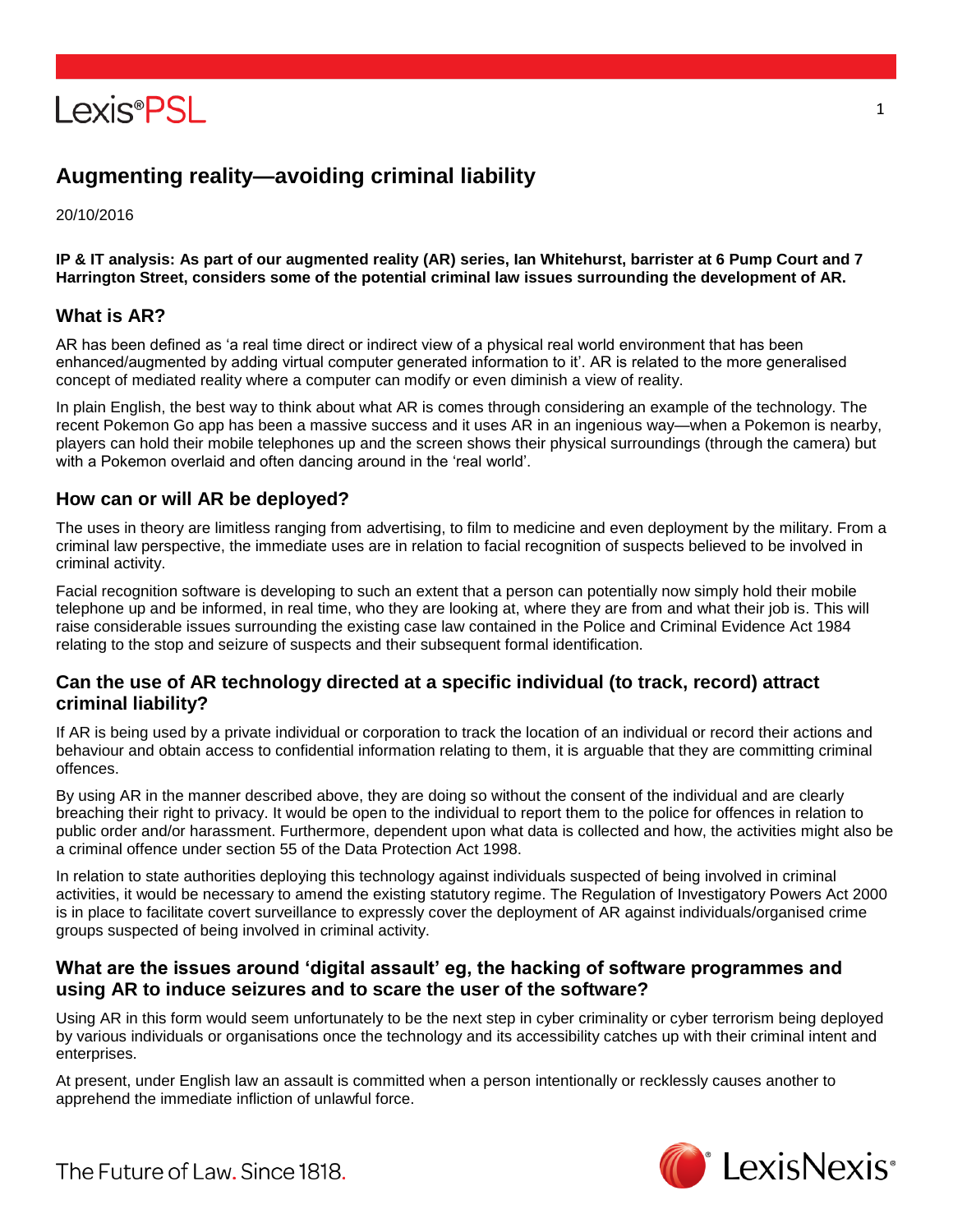# Augmenting reality—avoiding criminal liability

20/10/2016

**IP & IT analysis: As part of our augmented reality (AR) series, Ian Whitehurst, barrister at 6 Pump Court and 7 Harrington Street, considers some of the potential criminal law issues surrounding the development of AR.**

## What is AR?

AR has been defined as 'a real time direct or indirect view of a physical real world environment that has been enhanced/augmented by adding virtual computer generated information to it'. AR is related to the more generalised concept of mediated reality where a computer can modify or even diminish a view of reality.

In plain English, the best way to think about what AR is comes through considering an example of the technology. The recent Pokemon Go app has been a massive success and it uses AR in an ingenious way—when a Pokemon is nearby, players can hold their mobile telephones up and the screen shows their physical surroundings (through the camera) but with a Pokemon overlaid and often dancing around in the 'real world'.

## How can or will AR be deployed?

The uses in theory are limitless ranging from advertising, to film to medicine and even deployment by the military. From a criminal law perspective, the immediate uses are in relation to facial recognition of suspects believed to be involved in criminal activity.

Facial recognition software is developing to such an extent that a person can potentially now simply hold their mobile telephone up and be informed, in real time, who they are looking at, where they are from and what their job is. This will raise considerable issues surrounding the existing case law contained in the Police and Criminal Evidence Act 1984 relating to the stop and seizure of suspects and their subsequent formal identification.

## Can the use of AR technology directed at a specific individual (to track, record) attract criminal liability?

If AR is being used by a private individual or corporation to track the location of an individual or record their actions and behaviour and obtain access to confidential information relating to them, it is arguable that they are committing criminal offences.

By using AR in the manner described above, they are doing so without the consent of the individual and are clearly breaching their right to privacy. It would be open to the individual to report them to the police for offences in relation to public order and/or harassment. Furthermore, dependent upon what data is collected and how, the activities might also be a criminal offence under section 55 of the Data Protection Act 1998.

In relation to state authorities deploying this technology against individuals suspected of being involved in criminal activities, it would be necessary to amend the existing statutory regime. The Regulation of Investigatory Powers Act 2000 is in place to facilitate covert surveillance to expressly cover the deployment of AR against individuals/organised crime groups suspected of being involved in criminal activity.

## What are the issues around 'digital assault' eg, the hacking of software programmes and using AR to induce seizures and to scare the user of the software?

Using AR in this form would seem unfortunately to be the next step in cyber criminality or cyber terrorism being deployed by various individuals or organisations once the technology and its accessibility catches up with their criminal intent and enterprises.

At present, under English law an assault is committed when a person intentionally or recklessly causes another to apprehend the immediate infliction of unlawful force.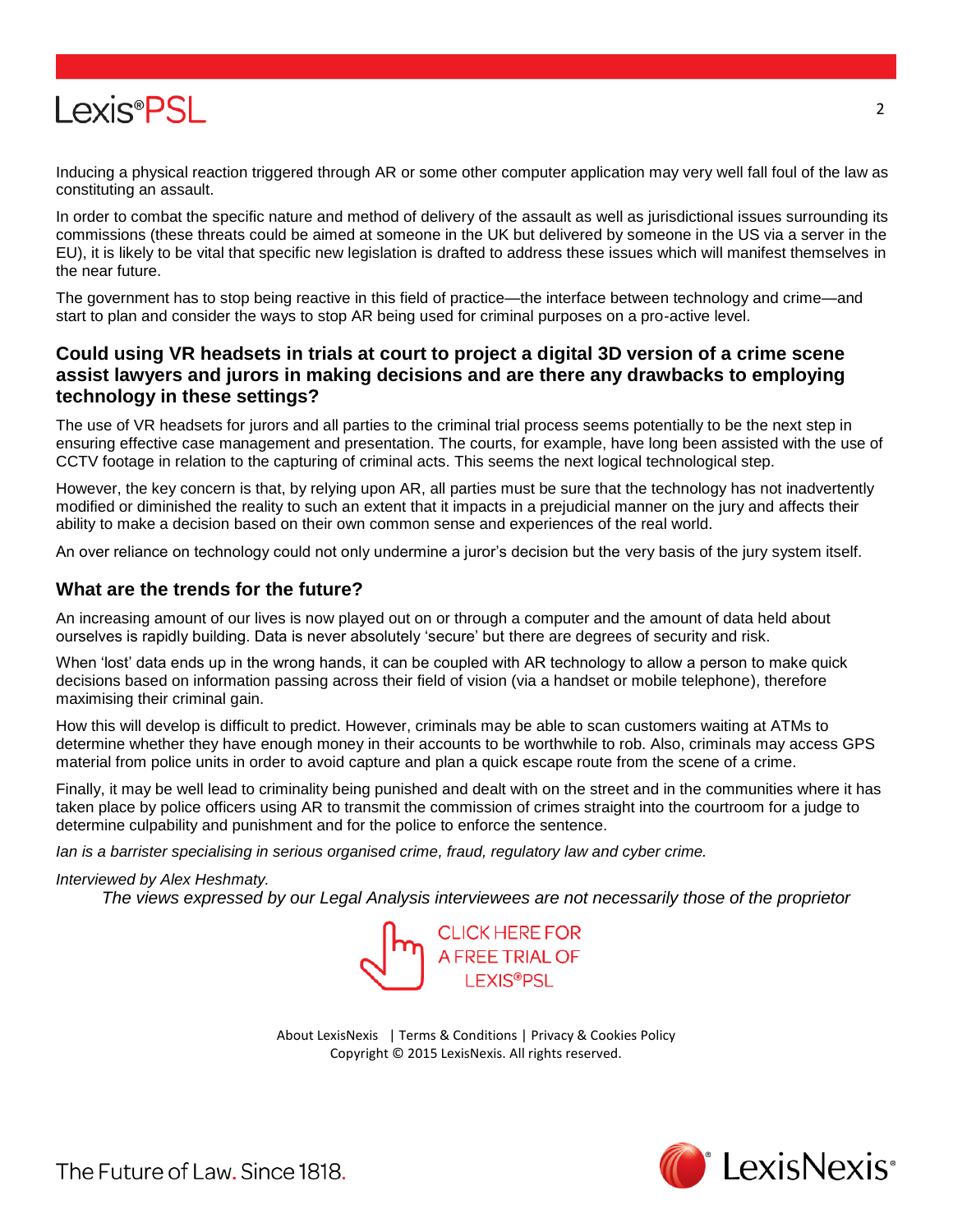Inducing a physical reaction triggered through AR or some other computer application may very well fall foul of the law as constituting an assault.

In order to combat the specific nature and method of delivery of the assault as well as jurisdictional issues surrounding its commissions (these threats could be aimed at someone in the UK but delivered by someone in the US via a server in the EU), it is likely to be vital that specific new legislation is drafted to address these issues which will manifest themselves in the near future.

The government has to stop being reactive in this field of practice—the interface between technology and crime—and start to plan and consider the ways to stop AR being used for criminal purposes on a pro-active level.

## Could using VR headsets in trials at court to project a digital 3D version of a crime scene assist lawyers and jurors in making decisions and are there any drawbacks to employing technology in these settings?

The use of VR headsets for jurors and all parties to the criminal trial process seems potentially to be the next step in ensuring effective case management and presentation. The courts, for example, have long been assisted with the use of CCTV footage in relation to the capturing of criminal acts. This seems the next logical technological step.

However, the key concern is that, by relying upon AR, all parties must be sure that the technology has not inadvertently modified or diminished the reality to such an extent that it impacts in a prejudicial manner on the jury and affects their ability to make a decision based on their own common sense and experiences of the real world.

An over reliance on technology could not only undermine a juror's decision but the very basis of the jury system itself.

## What are the trends for the future?

An increasing amount of our lives is now played out on or through a computer and the amount of data held about ourselves is rapidly building. Data is never absolutely 'secure' but there are degrees of security and risk.

When 'lost' data ends up in the wrong hands, it can be coupled with AR technology to allow a person to make quick decisions based on information passing across their field of vision (via a handset or mobile telephone), therefore maximising their criminal gain.

How this will develop is difficult to predict. However, criminals may be able to scan customers waiting at ATMs to determine whether they have enough money in their accounts to be worthwhile to rob. Also, criminals may access GPS material from police units in order to avoid capture and plan a quick escape route from the scene of a crime.

Finally, it may be well lead to criminality being punished and dealt with on the street and in the communities where it has taken place by police officers using AR to transmit the commission of crimes straight into the courtroom for a judge to determine culpability and punishment and for the police to enforce the sentence.

*Ian is a barrister specialising in serious organised crime, fraud, regulatory law and cyber crime.*

*Interviewed by Alex Heshmaty.*

*The views expressed by our Legal Analysis interviewees are not necessarily those of the proprietor*

CLICK HERE FOR A FREE TRIAL OF LEXIS®PSL

About LexisNexis | Terms & Conditions | Privacy & Cookies Policy
Copyright © 2015 LexisNexis. All rights reserved.